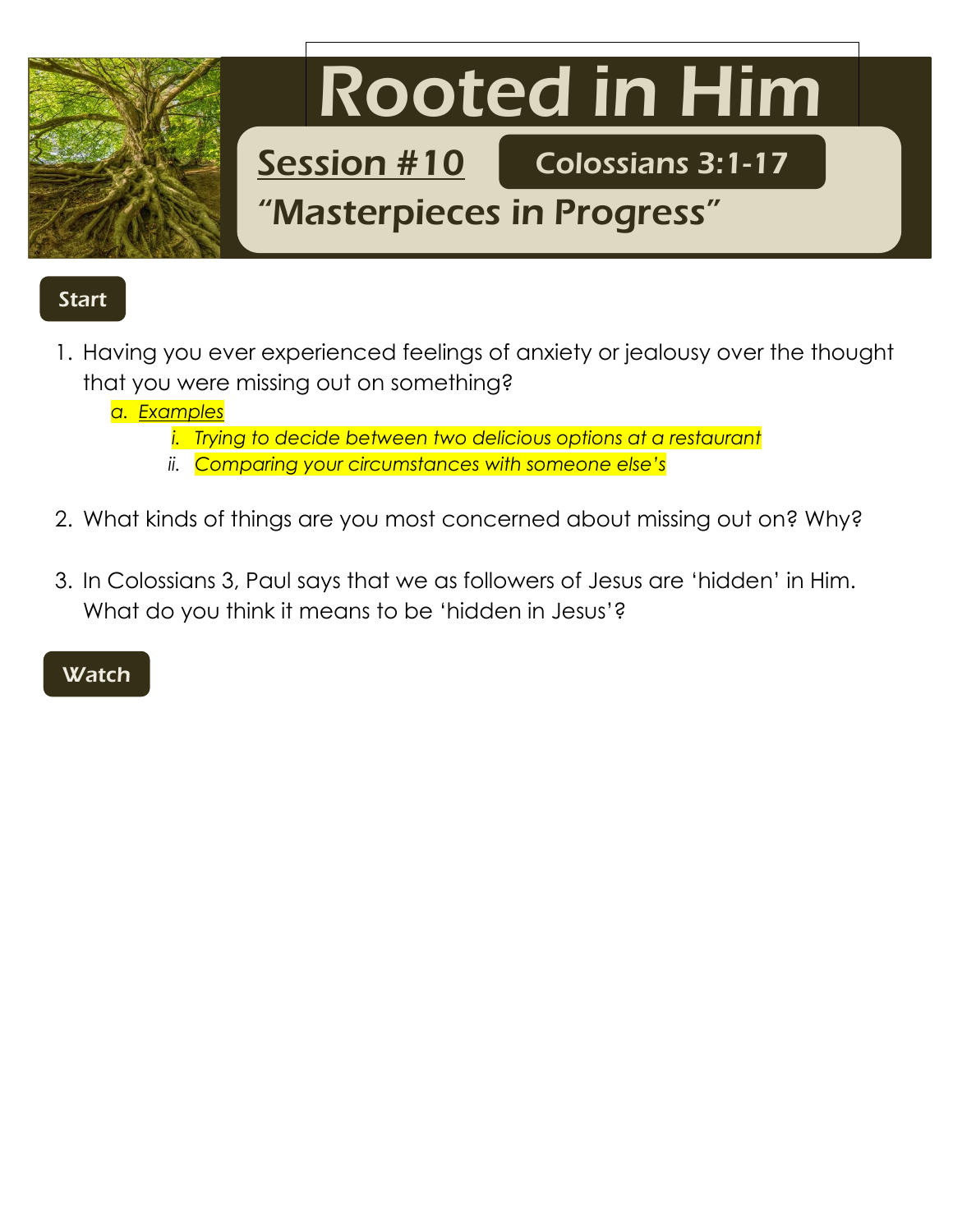# Rooted in Him

## Session #10

**Colossians 3:1-17**

## "Masterpieces in Progress"

### Start

1. Having you ever experienced feelings of anxiety or jealousy over the thought that you were missing out on something?
   a. *Examples*
      i. *Trying to decide between two delicious options at a restaurant*
      ii. *Comparing your circumstances with someone else's*

2. What kinds of things are you most concerned about missing out on? Why?

3. In Colossians 3, Paul says that we as followers of Jesus are 'hidden' in Him. What do you think it means to be 'hidden in Jesus'?

### Watch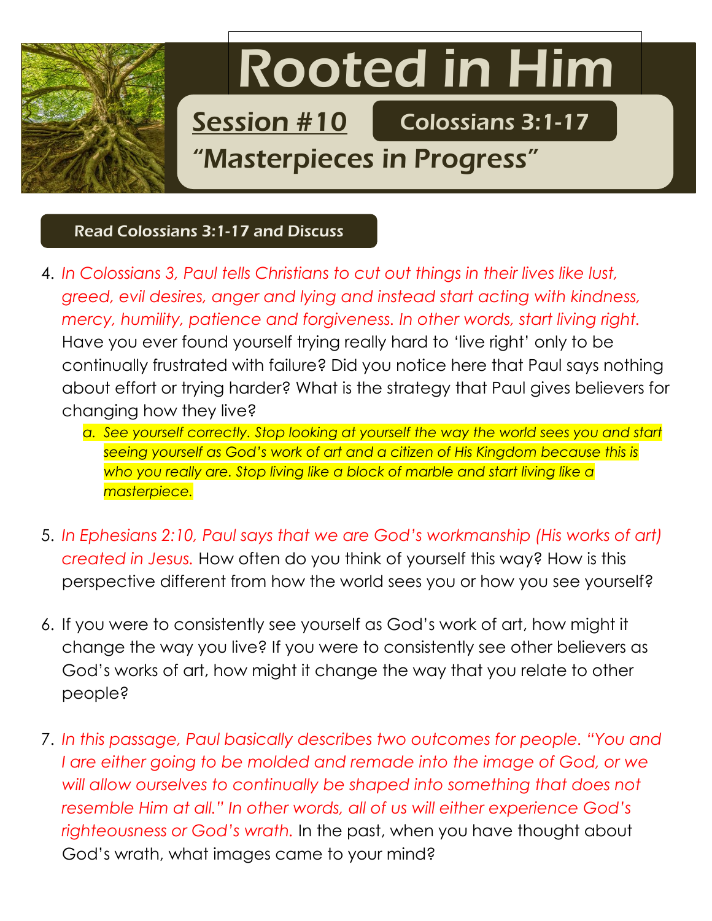# Rooted in Him

## Session #10 — Colossians 3:1-17

## "Masterpieces in Progress"

### Read Colossians 3:1-17 and Discuss

4. *In Colossians 3, Paul tells Christians to cut out things in their lives like lust, greed, evil desires, anger and lying and instead start acting with kindness, mercy, humility, patience and forgiveness. In other words, start living right.* Have you ever found yourself trying really hard to 'live right' only to be continually frustrated with failure? Did you notice here that Paul says nothing about effort or trying harder? What is the strategy that Paul gives believers for changing how they live?
   a. *See yourself correctly. Stop looking at yourself the way the world sees you and start seeing yourself as God's work of art and a citizen of His Kingdom because this is who you really are. Stop living like a block of marble and start living like a masterpiece.*

5. *In Ephesians 2:10, Paul says that we are God's workmanship (His works of art) created in Jesus.* How often do you think of yourself this way? How is this perspective different from how the world sees you or how you see yourself?

6. If you were to consistently see yourself as God's work of art, how might it change the way you live? If you were to consistently see other believers as God's works of art, how might it change the way that you relate to other people?

7. *In this passage, Paul basically describes two outcomes for people. "You and I are either going to be molded and remade into the image of God, or we will allow ourselves to continually be shaped into something that does not resemble Him at all." In other words, all of us will either experience God's righteousness or God's wrath.* In the past, when you have thought about God's wrath, what images came to your mind?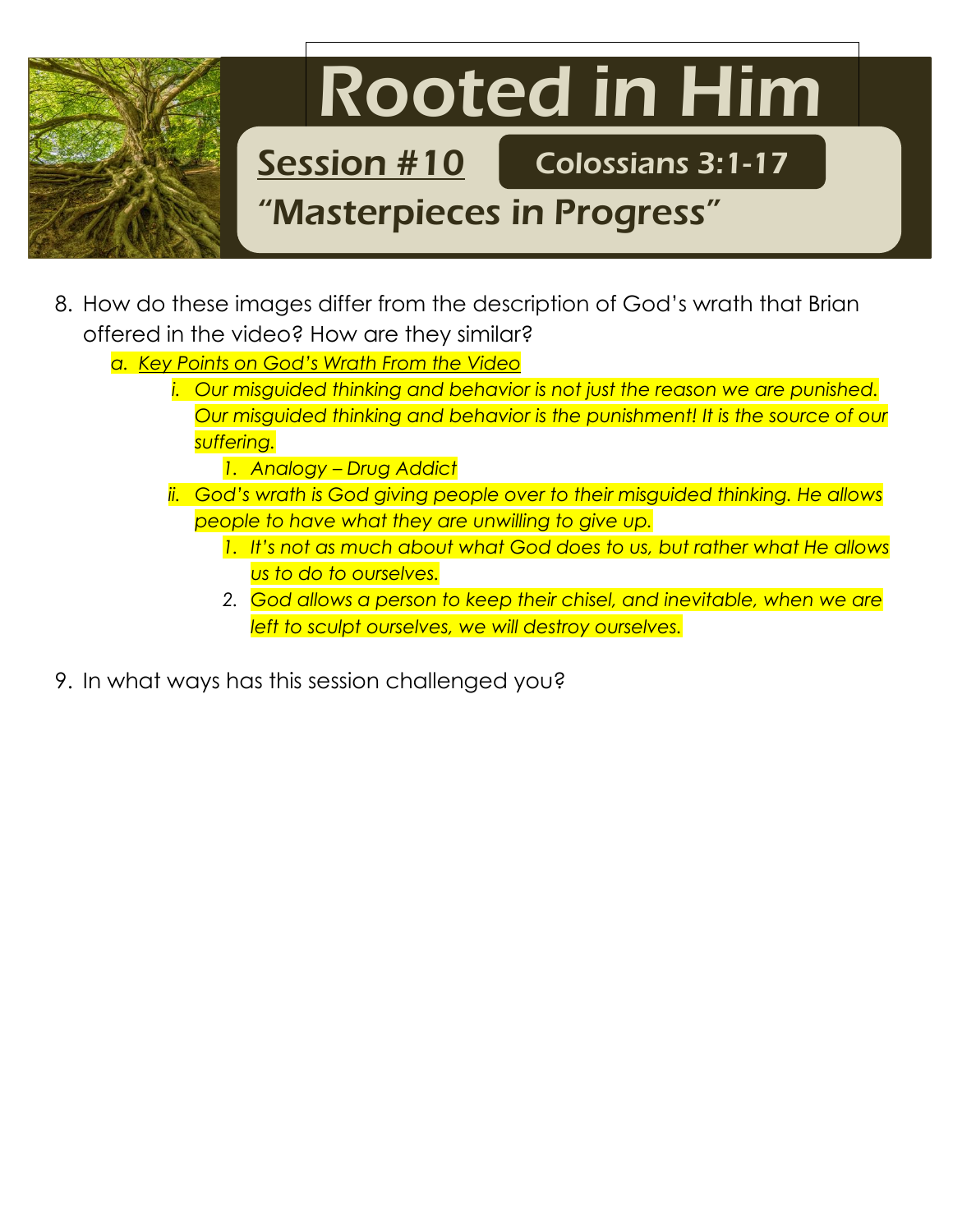# Rooted in Him

## Session #10 — Colossians 3:1-17

## "Masterpieces in Progress"

8. How do these images differ from the description of God's wrath that Brian offered in the video? How are they similar?
   a. *Key Points on God's Wrath From the Video*
      i. *Our misguided thinking and behavior is not just the reason we are punished. Our misguided thinking and behavior is the punishment! It is the source of our suffering.*
         1. *Analogy – Drug Addict*
      ii. *God's wrath is God giving people over to their misguided thinking. He allows people to have what they are unwilling to give up.*
         1. *It's not as much about what God does to us, but rather what He allows us to do to ourselves.*
         2. *God allows a person to keep their chisel, and inevitable, when we are left to sculpt ourselves, we will destroy ourselves.*

9. In what ways has this session challenged you?